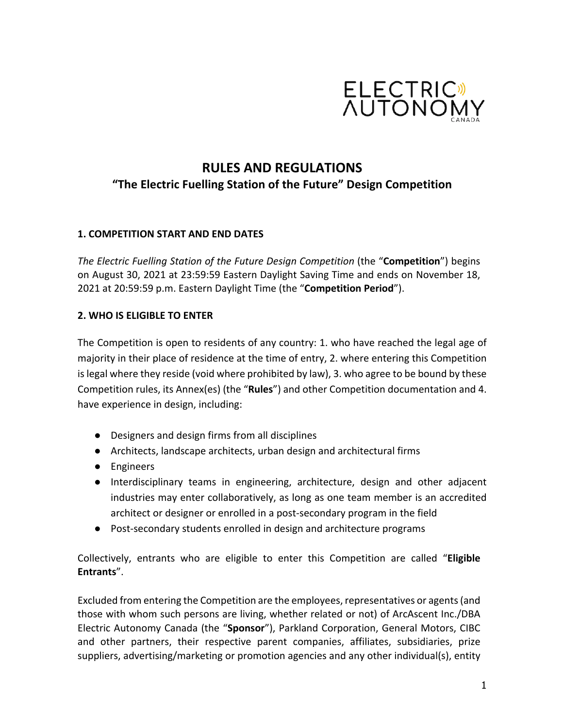ELECTRIC
AUTONOMY
CANADA

# RULES AND REGULATIONS

## "The Electric Fuelling Station of the Future" Design Competition

### 1. COMPETITION START AND END DATES

*The Electric Fuelling Station of the Future Design Competition* (the "**Competition**") begins on August 30, 2021 at 23:59:59 Eastern Daylight Saving Time and ends on November 18, 2021 at 20:59:59 p.m. Eastern Daylight Time (the "**Competition Period**").

### 2. WHO IS ELIGIBLE TO ENTER

The Competition is open to residents of any country: 1. who have reached the legal age of majority in their place of residence at the time of entry, 2. where entering this Competition is legal where they reside (void where prohibited by law), 3. who agree to be bound by these Competition rules, its Annex(es) (the "**Rules**") and other Competition documentation and 4. have experience in design, including:

- Designers and design firms from all disciplines
- Architects, landscape architects, urban design and architectural firms
- Engineers
- Interdisciplinary teams in engineering, architecture, design and other adjacent industries may enter collaboratively, as long as one team member is an accredited architect or designer or enrolled in a post-secondary program in the field
- Post-secondary students enrolled in design and architecture programs

Collectively, entrants who are eligible to enter this Competition are called "**Eligible Entrants**".

Excluded from entering the Competition are the employees, representatives or agents (and those with whom such persons are living, whether related or not) of ArcAscent Inc./DBA Electric Autonomy Canada (the "**Sponsor**"), Parkland Corporation, General Motors, CIBC and other partners, their respective parent companies, affiliates, subsidiaries, prize suppliers, advertising/marketing or promotion agencies and any other individual(s), entity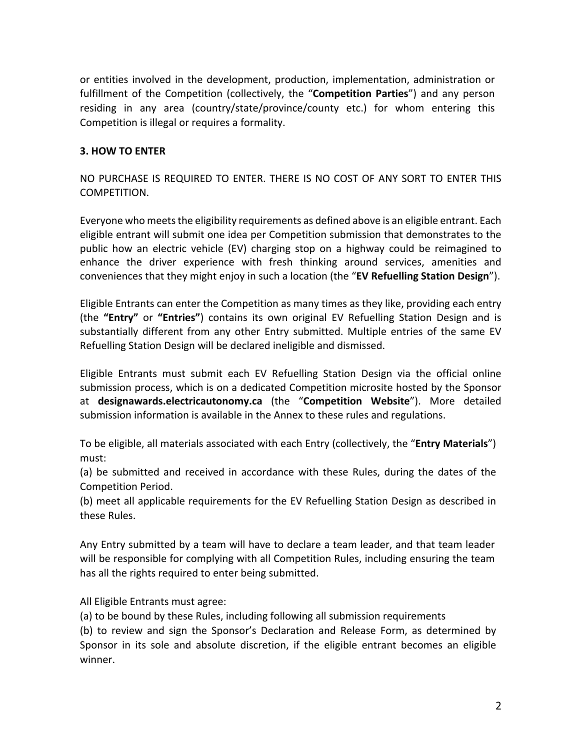or entities involved in the development, production, implementation, administration or fulfillment of the Competition (collectively, the "**Competition Parties**") and any person residing in any area (country/state/province/county etc.) for whom entering this Competition is illegal or requires a formality.

### 3. HOW TO ENTER

NO PURCHASE IS REQUIRED TO ENTER. THERE IS NO COST OF ANY SORT TO ENTER THIS COMPETITION.

Everyone who meets the eligibility requirements as defined above is an eligible entrant. Each eligible entrant will submit one idea per Competition submission that demonstrates to the public how an electric vehicle (EV) charging stop on a highway could be reimagined to enhance the driver experience with fresh thinking around services, amenities and conveniences that they might enjoy in such a location (the "**EV Refuelling Station Design**").

Eligible Entrants can enter the Competition as many times as they like, providing each entry (the **"Entry"** or **"Entries"**) contains its own original EV Refuelling Station Design and is substantially different from any other Entry submitted. Multiple entries of the same EV Refuelling Station Design will be declared ineligible and dismissed.

Eligible Entrants must submit each EV Refuelling Station Design via the official online submission process, which is on a dedicated Competition microsite hosted by the Sponsor at **designawards.electricautonomy.ca** (the "**Competition Website**"). More detailed submission information is available in the Annex to these rules and regulations.

To be eligible, all materials associated with each Entry (collectively, the "**Entry Materials**") must:
(a) be submitted and received in accordance with these Rules, during the dates of the Competition Period.
(b) meet all applicable requirements for the EV Refuelling Station Design as described in these Rules.

Any Entry submitted by a team will have to declare a team leader, and that team leader will be responsible for complying with all Competition Rules, including ensuring the team has all the rights required to enter being submitted.

All Eligible Entrants must agree:
(a) to be bound by these Rules, including following all submission requirements
(b) to review and sign the Sponsor's Declaration and Release Form, as determined by Sponsor in its sole and absolute discretion, if the eligible entrant becomes an eligible winner.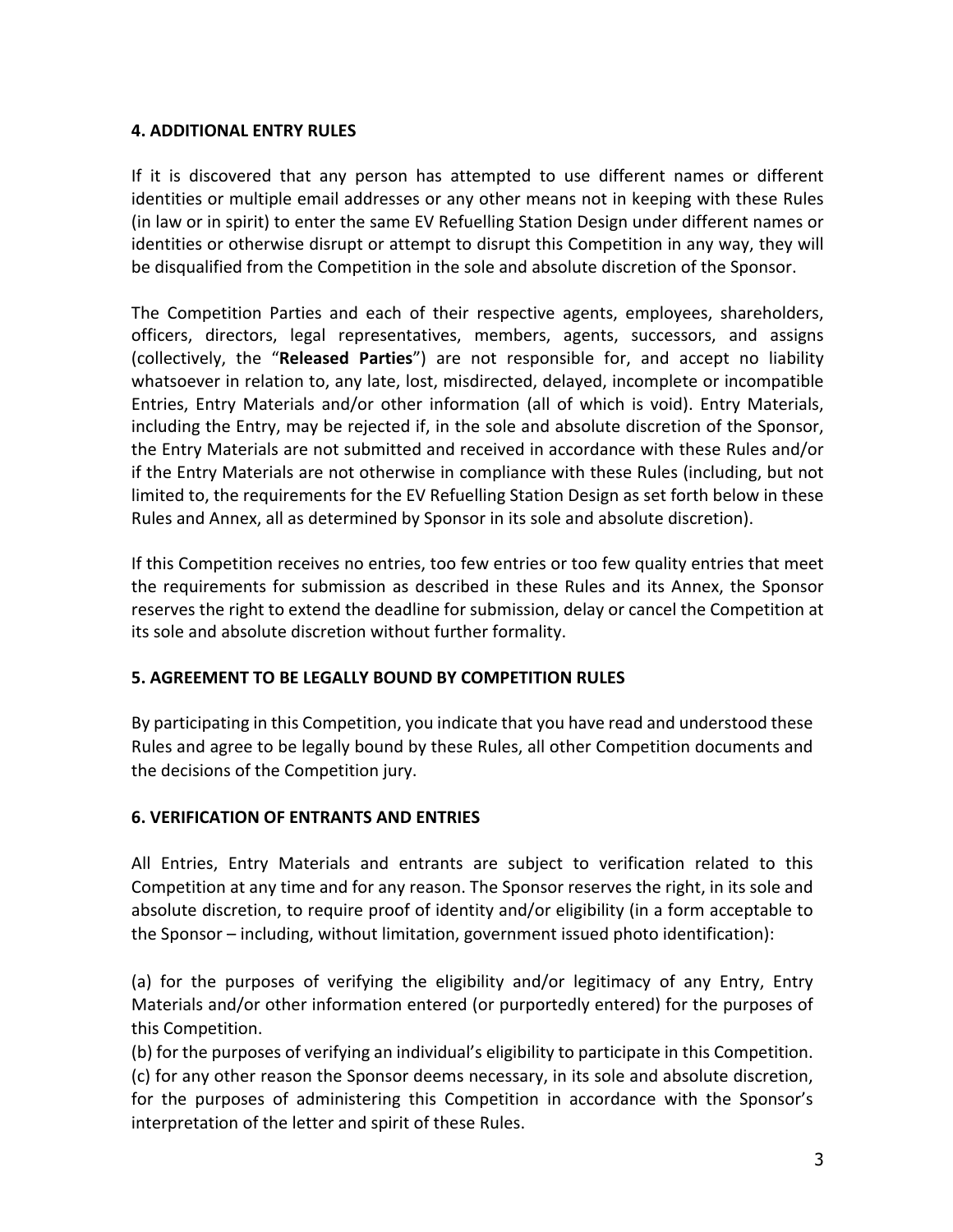## 4. ADDITIONAL ENTRY RULES

If it is discovered that any person has attempted to use different names or different identities or multiple email addresses or any other means not in keeping with these Rules (in law or in spirit) to enter the same EV Refuelling Station Design under different names or identities or otherwise disrupt or attempt to disrupt this Competition in any way, they will be disqualified from the Competition in the sole and absolute discretion of the Sponsor.

The Competition Parties and each of their respective agents, employees, shareholders, officers, directors, legal representatives, members, agents, successors, and assigns (collectively, the "**Released Parties**") are not responsible for, and accept no liability whatsoever in relation to, any late, lost, misdirected, delayed, incomplete or incompatible Entries, Entry Materials and/or other information (all of which is void). Entry Materials, including the Entry, may be rejected if, in the sole and absolute discretion of the Sponsor, the Entry Materials are not submitted and received in accordance with these Rules and/or if the Entry Materials are not otherwise in compliance with these Rules (including, but not limited to, the requirements for the EV Refuelling Station Design as set forth below in these Rules and Annex, all as determined by Sponsor in its sole and absolute discretion).

If this Competition receives no entries, too few entries or too few quality entries that meet the requirements for submission as described in these Rules and its Annex, the Sponsor reserves the right to extend the deadline for submission, delay or cancel the Competition at its sole and absolute discretion without further formality.

## 5. AGREEMENT TO BE LEGALLY BOUND BY COMPETITION RULES

By participating in this Competition, you indicate that you have read and understood these Rules and agree to be legally bound by these Rules, all other Competition documents and the decisions of the Competition jury.

## 6. VERIFICATION OF ENTRANTS AND ENTRIES

All Entries, Entry Materials and entrants are subject to verification related to this Competition at any time and for any reason. The Sponsor reserves the right, in its sole and absolute discretion, to require proof of identity and/or eligibility (in a form acceptable to the Sponsor – including, without limitation, government issued photo identification):

(a) for the purposes of verifying the eligibility and/or legitimacy of any Entry, Entry Materials and/or other information entered (or purportedly entered) for the purposes of this Competition.
(b) for the purposes of verifying an individual's eligibility to participate in this Competition.
(c) for any other reason the Sponsor deems necessary, in its sole and absolute discretion, for the purposes of administering this Competition in accordance with the Sponsor's interpretation of the letter and spirit of these Rules.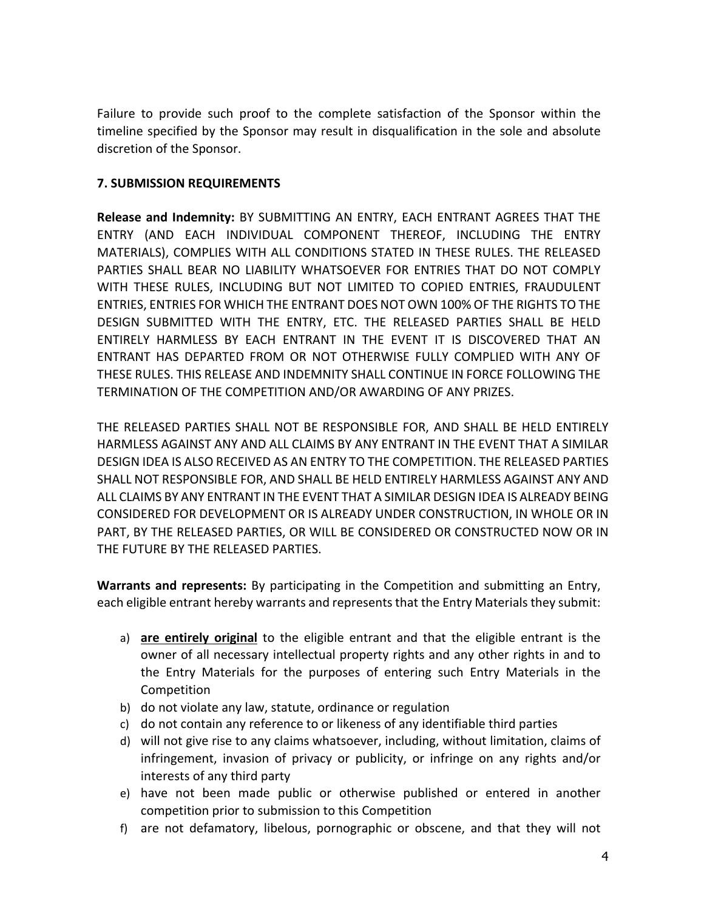Failure to provide such proof to the complete satisfaction of the Sponsor within the timeline specified by the Sponsor may result in disqualification in the sole and absolute discretion of the Sponsor.

**7. SUBMISSION REQUIREMENTS**

**Release and Indemnity:** BY SUBMITTING AN ENTRY, EACH ENTRANT AGREES THAT THE ENTRY (AND EACH INDIVIDUAL COMPONENT THEREOF, INCLUDING THE ENTRY MATERIALS), COMPLIES WITH ALL CONDITIONS STATED IN THESE RULES. THE RELEASED PARTIES SHALL BEAR NO LIABILITY WHATSOEVER FOR ENTRIES THAT DO NOT COMPLY WITH THESE RULES, INCLUDING BUT NOT LIMITED TO COPIED ENTRIES, FRAUDULENT ENTRIES, ENTRIES FOR WHICH THE ENTRANT DOES NOT OWN 100% OF THE RIGHTS TO THE DESIGN SUBMITTED WITH THE ENTRY, ETC. THE RELEASED PARTIES SHALL BE HELD ENTIRELY HARMLESS BY EACH ENTRANT IN THE EVENT IT IS DISCOVERED THAT AN ENTRANT HAS DEPARTED FROM OR NOT OTHERWISE FULLY COMPLIED WITH ANY OF THESE RULES. THIS RELEASE AND INDEMNITY SHALL CONTINUE IN FORCE FOLLOWING THE TERMINATION OF THE COMPETITION AND/OR AWARDING OF ANY PRIZES.

THE RELEASED PARTIES SHALL NOT BE RESPONSIBLE FOR, AND SHALL BE HELD ENTIRELY HARMLESS AGAINST ANY AND ALL CLAIMS BY ANY ENTRANT IN THE EVENT THAT A SIMILAR DESIGN IDEA IS ALSO RECEIVED AS AN ENTRY TO THE COMPETITION. THE RELEASED PARTIES SHALL NOT RESPONSIBLE FOR, AND SHALL BE HELD ENTIRELY HARMLESS AGAINST ANY AND ALL CLAIMS BY ANY ENTRANT IN THE EVENT THAT A SIMILAR DESIGN IDEA IS ALREADY BEING CONSIDERED FOR DEVELOPMENT OR IS ALREADY UNDER CONSTRUCTION, IN WHOLE OR IN PART, BY THE RELEASED PARTIES, OR WILL BE CONSIDERED OR CONSTRUCTED NOW OR IN THE FUTURE BY THE RELEASED PARTIES.

**Warrants and represents:** By participating in the Competition and submitting an Entry, each eligible entrant hereby warrants and represents that the Entry Materials they submit:

a) **<u>are entirely original</u>** to the eligible entrant and that the eligible entrant is the owner of all necessary intellectual property rights and any other rights in and to the Entry Materials for the purposes of entering such Entry Materials in the Competition
b) do not violate any law, statute, ordinance or regulation
c) do not contain any reference to or likeness of any identifiable third parties
d) will not give rise to any claims whatsoever, including, without limitation, claims of infringement, invasion of privacy or publicity, or infringe on any rights and/or interests of any third party
e) have not been made public or otherwise published or entered in another competition prior to submission to this Competition
f) are not defamatory, libelous, pornographic or obscene, and that they will not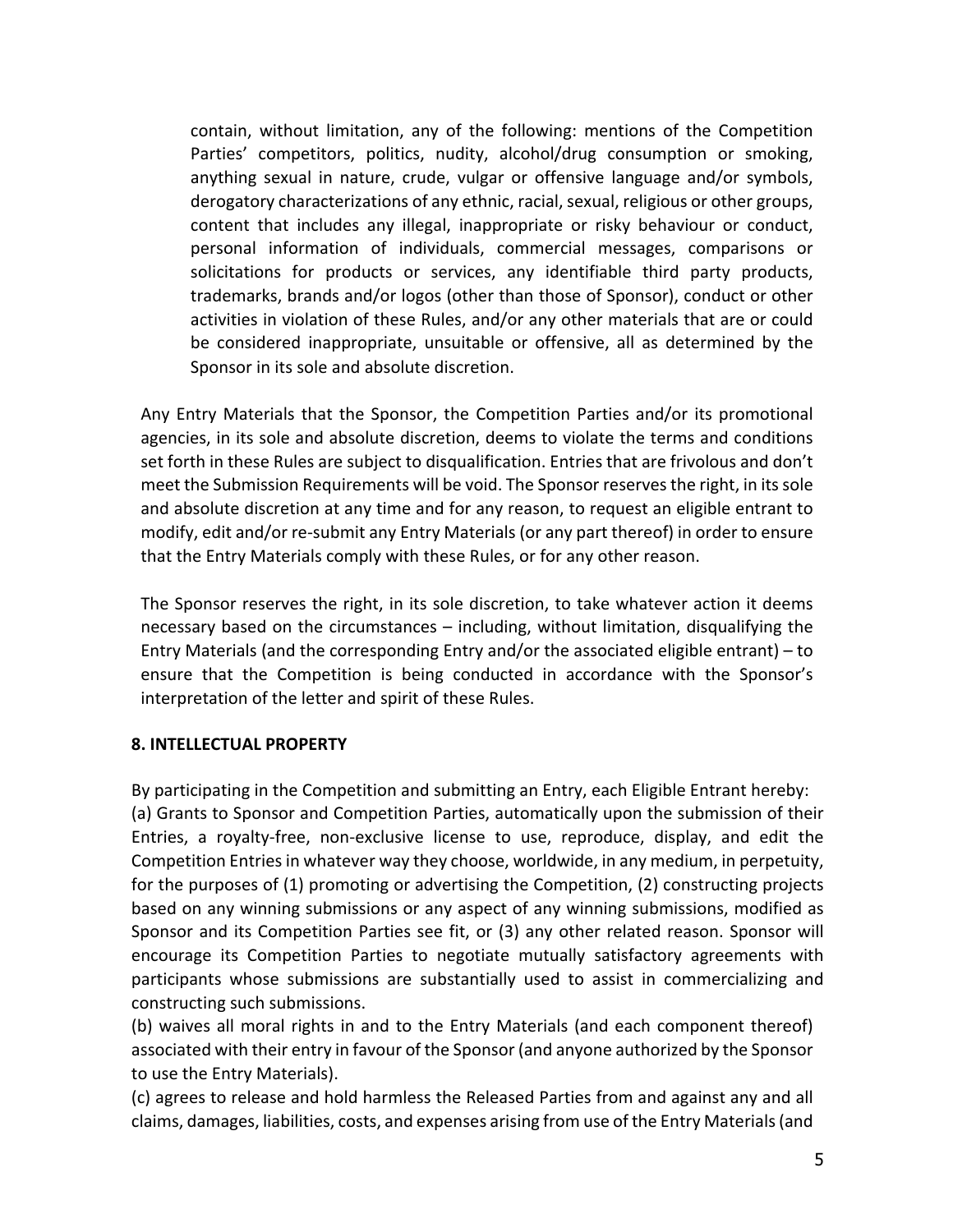contain, without limitation, any of the following: mentions of the Competition Parties' competitors, politics, nudity, alcohol/drug consumption or smoking, anything sexual in nature, crude, vulgar or offensive language and/or symbols, derogatory characterizations of any ethnic, racial, sexual, religious or other groups, content that includes any illegal, inappropriate or risky behaviour or conduct, personal information of individuals, commercial messages, comparisons or solicitations for products or services, any identifiable third party products, trademarks, brands and/or logos (other than those of Sponsor), conduct or other activities in violation of these Rules, and/or any other materials that are or could be considered inappropriate, unsuitable or offensive, all as determined by the Sponsor in its sole and absolute discretion.

Any Entry Materials that the Sponsor, the Competition Parties and/or its promotional agencies, in its sole and absolute discretion, deems to violate the terms and conditions set forth in these Rules are subject to disqualification. Entries that are frivolous and don't meet the Submission Requirements will be void. The Sponsor reserves the right, in its sole and absolute discretion at any time and for any reason, to request an eligible entrant to modify, edit and/or re-submit any Entry Materials (or any part thereof) in order to ensure that the Entry Materials comply with these Rules, or for any other reason.

The Sponsor reserves the right, in its sole discretion, to take whatever action it deems necessary based on the circumstances – including, without limitation, disqualifying the Entry Materials (and the corresponding Entry and/or the associated eligible entrant) – to ensure that the Competition is being conducted in accordance with the Sponsor's interpretation of the letter and spirit of these Rules.

**8. INTELLECTUAL PROPERTY**

By participating in the Competition and submitting an Entry, each Eligible Entrant hereby:

(a) Grants to Sponsor and Competition Parties, automatically upon the submission of their Entries, a royalty-free, non-exclusive license to use, reproduce, display, and edit the Competition Entries in whatever way they choose, worldwide, in any medium, in perpetuity, for the purposes of (1) promoting or advertising the Competition, (2) constructing projects based on any winning submissions or any aspect of any winning submissions, modified as Sponsor and its Competition Parties see fit, or (3) any other related reason. Sponsor will encourage its Competition Parties to negotiate mutually satisfactory agreements with participants whose submissions are substantially used to assist in commercializing and constructing such submissions.

(b) waives all moral rights in and to the Entry Materials (and each component thereof) associated with their entry in favour of the Sponsor (and anyone authorized by the Sponsor to use the Entry Materials).

(c) agrees to release and hold harmless the Released Parties from and against any and all claims, damages, liabilities, costs, and expenses arising from use of the Entry Materials (and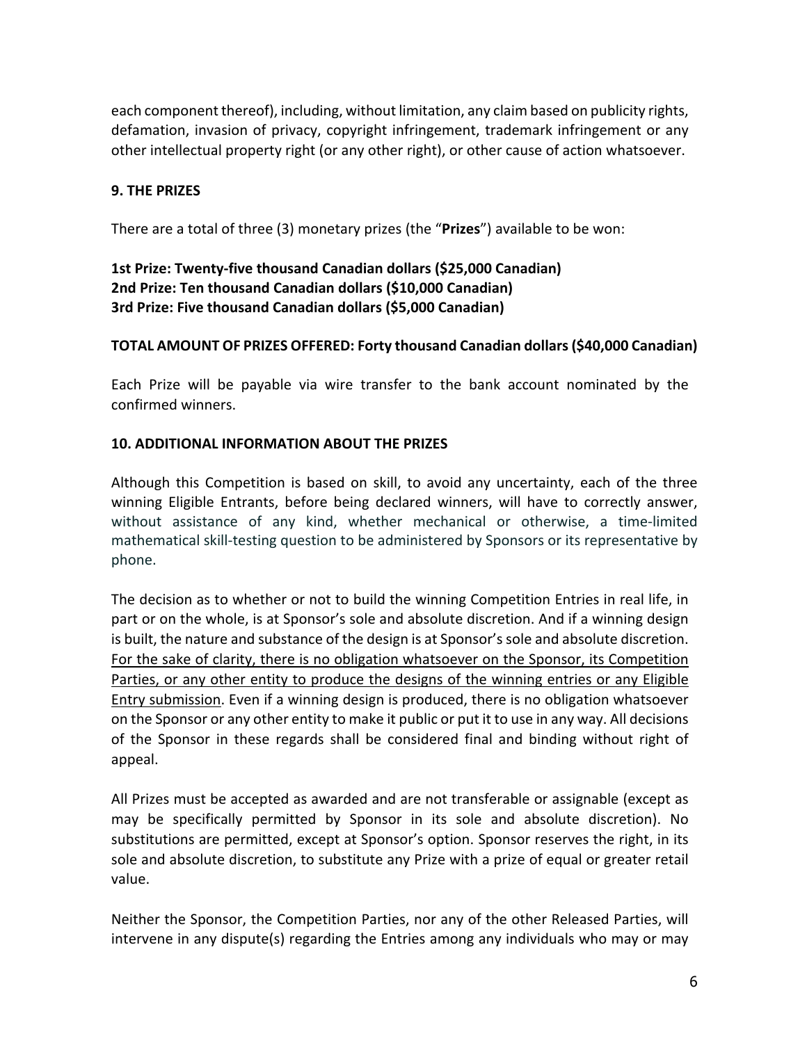each component thereof), including, without limitation, any claim based on publicity rights, defamation, invasion of privacy, copyright infringement, trademark infringement or any other intellectual property right (or any other right), or other cause of action whatsoever.

## 9. THE PRIZES

There are a total of three (3) monetary prizes (the "**Prizes**") available to be won:

**1st Prize: Twenty-five thousand Canadian dollars ($25,000 Canadian)**
**2nd Prize: Ten thousand Canadian dollars ($10,000 Canadian)**
**3rd Prize: Five thousand Canadian dollars ($5,000 Canadian)**

**TOTAL AMOUNT OF PRIZES OFFERED: Forty thousand Canadian dollars ($40,000 Canadian)**

Each Prize will be payable via wire transfer to the bank account nominated by the confirmed winners.

## 10. ADDITIONAL INFORMATION ABOUT THE PRIZES

Although this Competition is based on skill, to avoid any uncertainty, each of the three winning Eligible Entrants, before being declared winners, will have to correctly answer, without assistance of any kind, whether mechanical or otherwise, a time-limited mathematical skill-testing question to be administered by Sponsors or its representative by phone.

The decision as to whether or not to build the winning Competition Entries in real life, in part or on the whole, is at Sponsor's sole and absolute discretion. And if a winning design is built, the nature and substance of the design is at Sponsor's sole and absolute discretion. <u>For the sake of clarity, there is no obligation whatsoever on the Sponsor, its Competition Parties, or any other entity to produce the designs of the winning entries or any Eligible Entry submission</u>. Even if a winning design is produced, there is no obligation whatsoever on the Sponsor or any other entity to make it public or put it to use in any way. All decisions of the Sponsor in these regards shall be considered final and binding without right of appeal.

All Prizes must be accepted as awarded and are not transferable or assignable (except as may be specifically permitted by Sponsor in its sole and absolute discretion). No substitutions are permitted, except at Sponsor's option. Sponsor reserves the right, in its sole and absolute discretion, to substitute any Prize with a prize of equal or greater retail value.

Neither the Sponsor, the Competition Parties, nor any of the other Released Parties, will intervene in any dispute(s) regarding the Entries among any individuals who may or may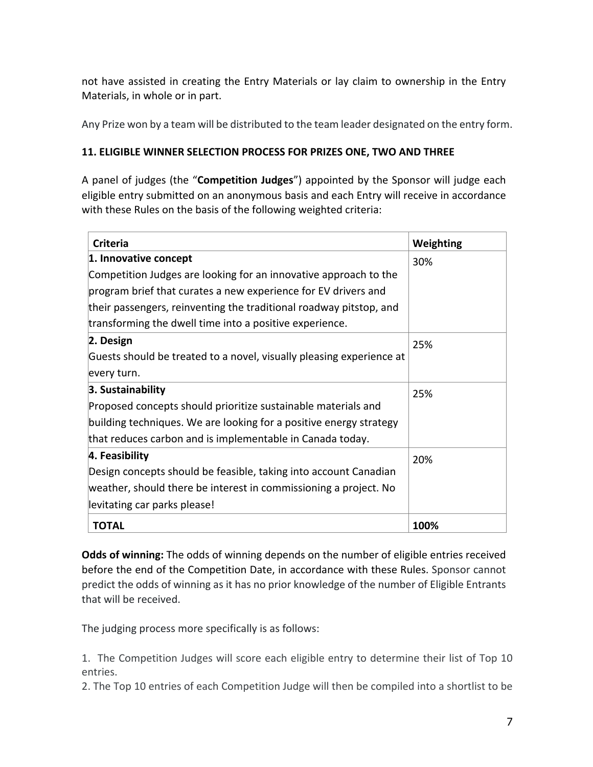not have assisted in creating the Entry Materials or lay claim to ownership in the Entry Materials, in whole or in part.

Any Prize won by a team will be distributed to the team leader designated on the entry form.

### 11. ELIGIBLE WINNER SELECTION PROCESS FOR PRIZES ONE, TWO AND THREE

A panel of judges (the "**Competition Judges**") appointed by the Sponsor will judge each eligible entry submitted on an anonymous basis and each Entry will receive in accordance with these Rules on the basis of the following weighted criteria:

| Criteria | Weighting |
|---|---|
| **1. Innovative concept**<br>Competition Judges are looking for an innovative approach to the program brief that curates a new experience for EV drivers and their passengers, reinventing the traditional roadway pitstop, and transforming the dwell time into a positive experience. | 30% |
| **2. Design**<br>Guests should be treated to a novel, visually pleasing experience at every turn. | 25% |
| **3. Sustainability**<br>Proposed concepts should prioritize sustainable materials and building techniques. We are looking for a positive energy strategy that reduces carbon and is implementable in Canada today. | 25% |
| **4. Feasibility**<br>Design concepts should be feasible, taking into account Canadian weather, should there be interest in commissioning a project. No levitating car parks please! | 20% |
| **TOTAL** | **100%** |

**Odds of winning:** The odds of winning depends on the number of eligible entries received before the end of the Competition Date, in accordance with these Rules. Sponsor cannot predict the odds of winning as it has no prior knowledge of the number of Eligible Entrants that will be received.

The judging process more specifically is as follows:

1. The Competition Judges will score each eligible entry to determine their list of Top 10 entries.
2. The Top 10 entries of each Competition Judge will then be compiled into a shortlist to be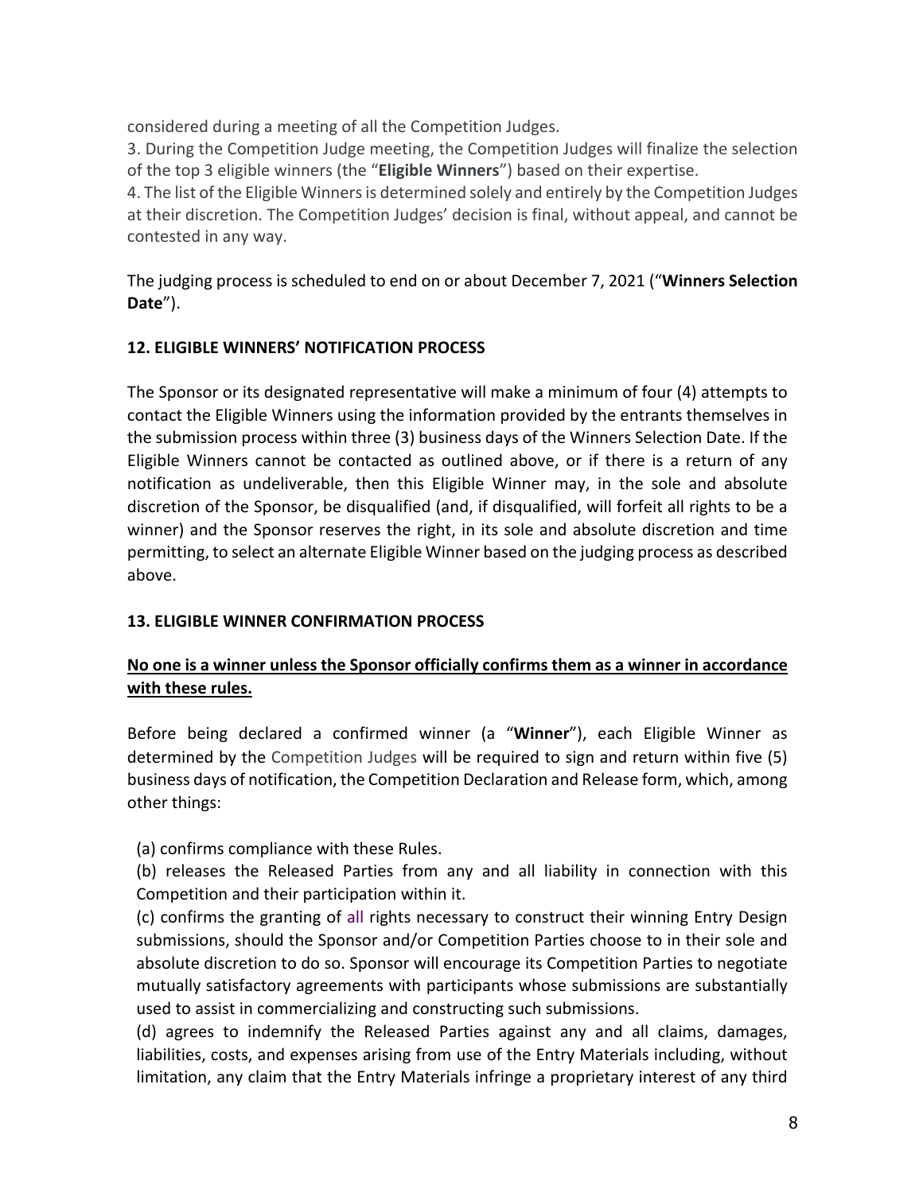considered during a meeting of all the Competition Judges.

3. During the Competition Judge meeting, the Competition Judges will finalize the selection of the top 3 eligible winners (the "**Eligible Winners**") based on their expertise.

4. The list of the Eligible Winners is determined solely and entirely by the Competition Judges at their discretion. The Competition Judges' decision is final, without appeal, and cannot be contested in any way.

The judging process is scheduled to end on or about December 7, 2021 ("**Winners Selection Date**").

## 12. ELIGIBLE WINNERS' NOTIFICATION PROCESS

The Sponsor or its designated representative will make a minimum of four (4) attempts to contact the Eligible Winners using the information provided by the entrants themselves in the submission process within three (3) business days of the Winners Selection Date. If the Eligible Winners cannot be contacted as outlined above, or if there is a return of any notification as undeliverable, then this Eligible Winner may, in the sole and absolute discretion of the Sponsor, be disqualified (and, if disqualified, will forfeit all rights to be a winner) and the Sponsor reserves the right, in its sole and absolute discretion and time permitting, to select an alternate Eligible Winner based on the judging process as described above.

## 13. ELIGIBLE WINNER CONFIRMATION PROCESS

**No one is a winner unless the Sponsor officially confirms them as a winner in accordance with these rules.**

Before being declared a confirmed winner (a "**Winner**"), each Eligible Winner as determined by the Competition Judges will be required to sign and return within five (5) business days of notification, the Competition Declaration and Release form, which, among other things:

(a) confirms compliance with these Rules.

(b) releases the Released Parties from any and all liability in connection with this Competition and their participation within it.

(c) confirms the granting of all rights necessary to construct their winning Entry Design submissions, should the Sponsor and/or Competition Parties choose to in their sole and absolute discretion to do so. Sponsor will encourage its Competition Parties to negotiate mutually satisfactory agreements with participants whose submissions are substantially used to assist in commercializing and constructing such submissions.

(d) agrees to indemnify the Released Parties against any and all claims, damages, liabilities, costs, and expenses arising from use of the Entry Materials including, without limitation, any claim that the Entry Materials infringe a proprietary interest of any third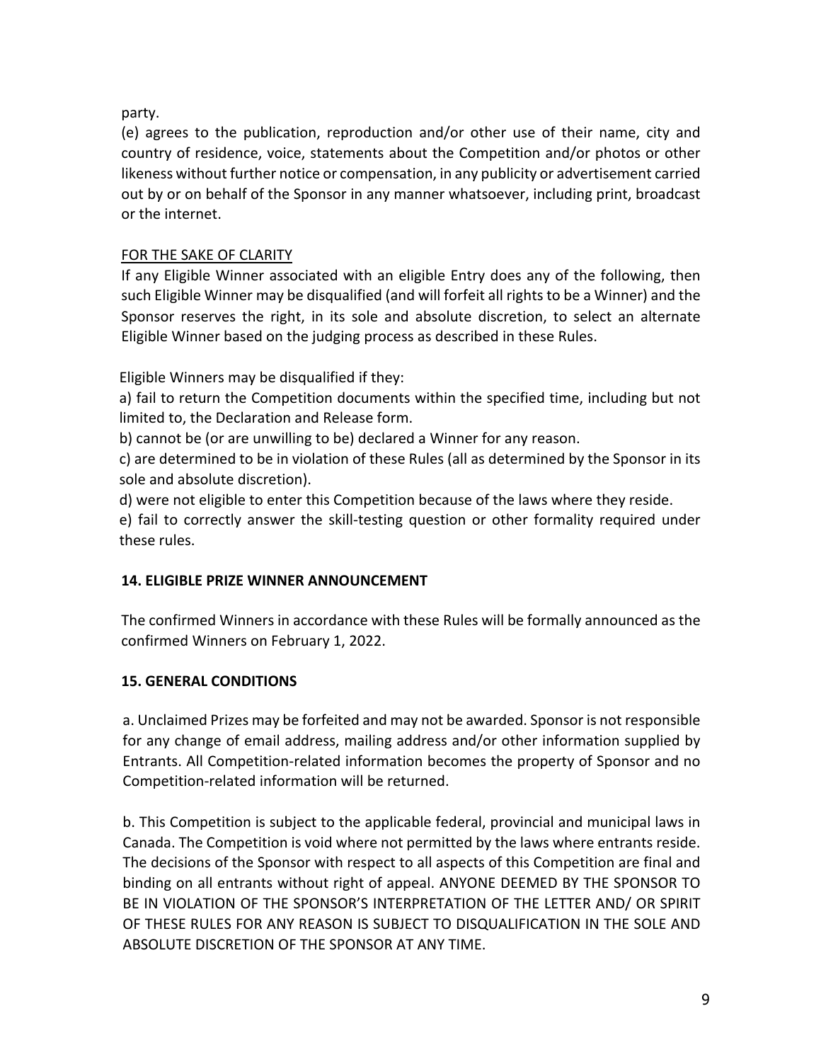party.

(e) agrees to the publication, reproduction and/or other use of their name, city and country of residence, voice, statements about the Competition and/or photos or other likeness without further notice or compensation, in any publicity or advertisement carried out by or on behalf of the Sponsor in any manner whatsoever, including print, broadcast or the internet.

FOR THE SAKE OF CLARITY

If any Eligible Winner associated with an eligible Entry does any of the following, then such Eligible Winner may be disqualified (and will forfeit all rights to be a Winner) and the Sponsor reserves the right, in its sole and absolute discretion, to select an alternate Eligible Winner based on the judging process as described in these Rules.

Eligible Winners may be disqualified if they:

a) fail to return the Competition documents within the specified time, including but not limited to, the Declaration and Release form.

b) cannot be (or are unwilling to be) declared a Winner for any reason.

c) are determined to be in violation of these Rules (all as determined by the Sponsor in its sole and absolute discretion).

d) were not eligible to enter this Competition because of the laws where they reside.

e) fail to correctly answer the skill-testing question or other formality required under these rules.

**14. ELIGIBLE PRIZE WINNER ANNOUNCEMENT**

The confirmed Winners in accordance with these Rules will be formally announced as the confirmed Winners on February 1, 2022.

**15. GENERAL CONDITIONS**

a. Unclaimed Prizes may be forfeited and may not be awarded. Sponsor is not responsible for any change of email address, mailing address and/or other information supplied by Entrants. All Competition-related information becomes the property of Sponsor and no Competition-related information will be returned.

b. This Competition is subject to the applicable federal, provincial and municipal laws in Canada. The Competition is void where not permitted by the laws where entrants reside. The decisions of the Sponsor with respect to all aspects of this Competition are final and binding on all entrants without right of appeal. ANYONE DEEMED BY THE SPONSOR TO BE IN VIOLATION OF THE SPONSOR'S INTERPRETATION OF THE LETTER AND/ OR SPIRIT OF THESE RULES FOR ANY REASON IS SUBJECT TO DISQUALIFICATION IN THE SOLE AND ABSOLUTE DISCRETION OF THE SPONSOR AT ANY TIME.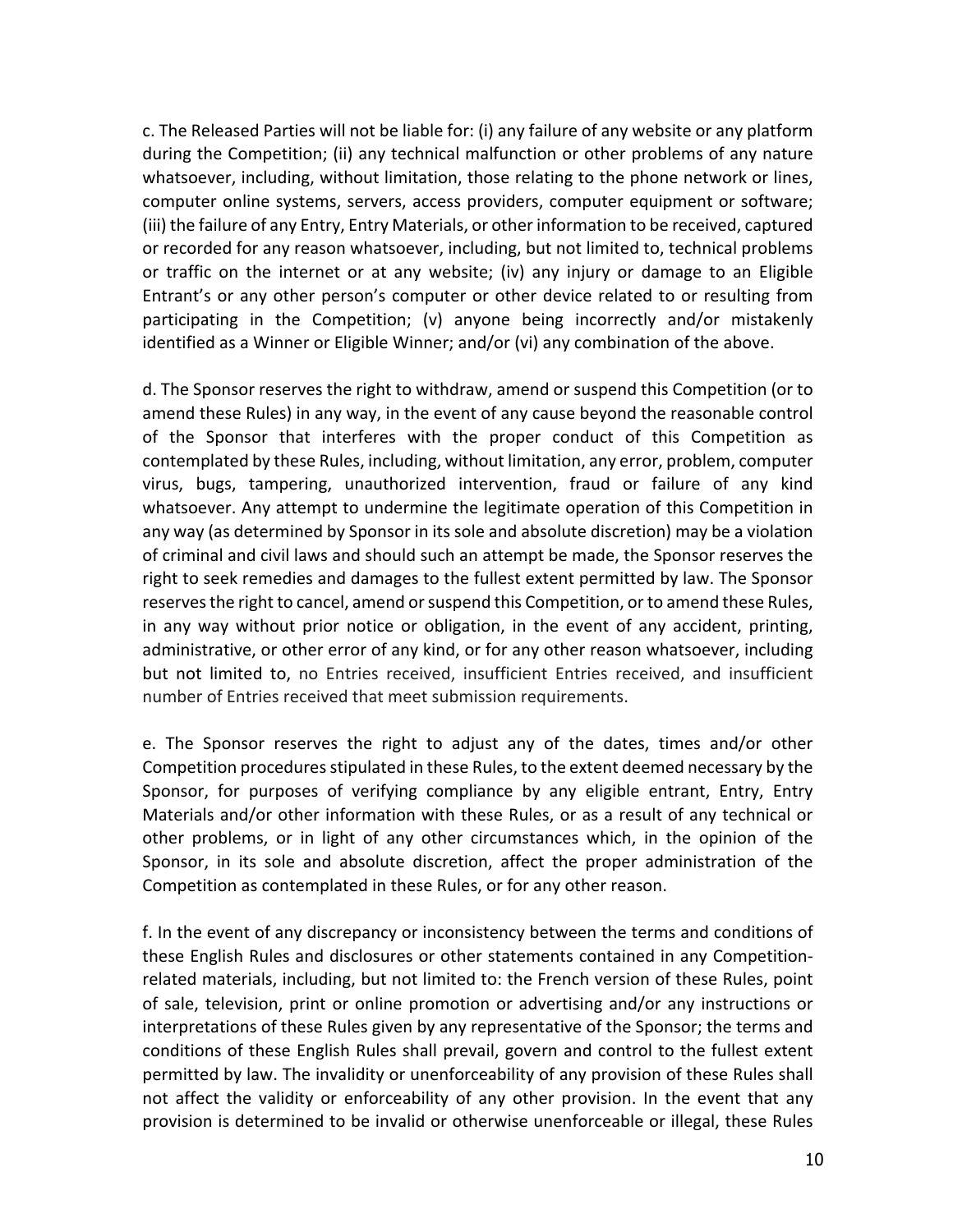c. The Released Parties will not be liable for: (i) any failure of any website or any platform during the Competition; (ii) any technical malfunction or other problems of any nature whatsoever, including, without limitation, those relating to the phone network or lines, computer online systems, servers, access providers, computer equipment or software; (iii) the failure of any Entry, Entry Materials, or other information to be received, captured or recorded for any reason whatsoever, including, but not limited to, technical problems or traffic on the internet or at any website; (iv) any injury or damage to an Eligible Entrant's or any other person's computer or other device related to or resulting from participating in the Competition; (v) anyone being incorrectly and/or mistakenly identified as a Winner or Eligible Winner; and/or (vi) any combination of the above.

d. The Sponsor reserves the right to withdraw, amend or suspend this Competition (or to amend these Rules) in any way, in the event of any cause beyond the reasonable control of the Sponsor that interferes with the proper conduct of this Competition as contemplated by these Rules, including, without limitation, any error, problem, computer virus, bugs, tampering, unauthorized intervention, fraud or failure of any kind whatsoever. Any attempt to undermine the legitimate operation of this Competition in any way (as determined by Sponsor in its sole and absolute discretion) may be a violation of criminal and civil laws and should such an attempt be made, the Sponsor reserves the right to seek remedies and damages to the fullest extent permitted by law. The Sponsor reserves the right to cancel, amend or suspend this Competition, or to amend these Rules, in any way without prior notice or obligation, in the event of any accident, printing, administrative, or other error of any kind, or for any other reason whatsoever, including but not limited to, no Entries received, insufficient Entries received, and insufficient number of Entries received that meet submission requirements.

e. The Sponsor reserves the right to adjust any of the dates, times and/or other Competition procedures stipulated in these Rules, to the extent deemed necessary by the Sponsor, for purposes of verifying compliance by any eligible entrant, Entry, Entry Materials and/or other information with these Rules, or as a result of any technical or other problems, or in light of any other circumstances which, in the opinion of the Sponsor, in its sole and absolute discretion, affect the proper administration of the Competition as contemplated in these Rules, or for any other reason.

f. In the event of any discrepancy or inconsistency between the terms and conditions of these English Rules and disclosures or other statements contained in any Competition-related materials, including, but not limited to: the French version of these Rules, point of sale, television, print or online promotion or advertising and/or any instructions or interpretations of these Rules given by any representative of the Sponsor; the terms and conditions of these English Rules shall prevail, govern and control to the fullest extent permitted by law. The invalidity or unenforceability of any provision of these Rules shall not affect the validity or enforceability of any other provision. In the event that any provision is determined to be invalid or otherwise unenforceable or illegal, these Rules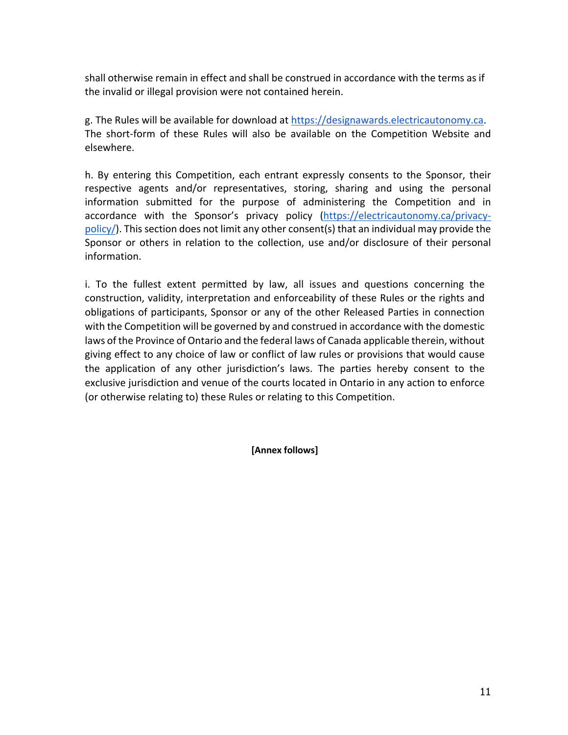shall otherwise remain in effect and shall be construed in accordance with the terms as if the invalid or illegal provision were not contained herein.

g. The Rules will be available for download at https://designawards.electricautonomy.ca. The short-form of these Rules will also be available on the Competition Website and elsewhere.

h. By entering this Competition, each entrant expressly consents to the Sponsor, their respective agents and/or representatives, storing, sharing and using the personal information submitted for the purpose of administering the Competition and in accordance with the Sponsor's privacy policy (https://electricautonomy.ca/privacy-policy/). This section does not limit any other consent(s) that an individual may provide the Sponsor or others in relation to the collection, use and/or disclosure of their personal information.

i. To the fullest extent permitted by law, all issues and questions concerning the construction, validity, interpretation and enforceability of these Rules or the rights and obligations of participants, Sponsor or any of the other Released Parties in connection with the Competition will be governed by and construed in accordance with the domestic laws of the Province of Ontario and the federal laws of Canada applicable therein, without giving effect to any choice of law or conflict of law rules or provisions that would cause the application of any other jurisdiction's laws. The parties hereby consent to the exclusive jurisdiction and venue of the courts located in Ontario in any action to enforce (or otherwise relating to) these Rules or relating to this Competition.

**[Annex follows]**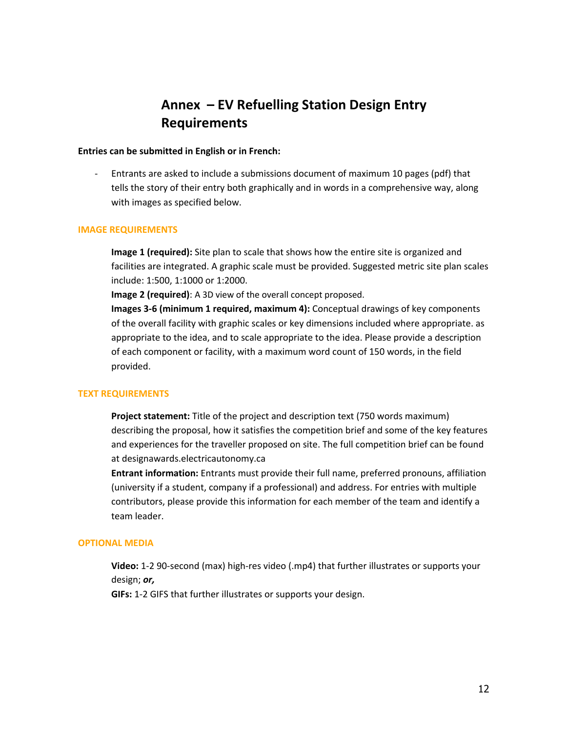# Annex – EV Refuelling Station Design Entry Requirements

**Entries can be submitted in English or in French:**

- Entrants are asked to include a submissions document of maximum 10 pages (pdf) that tells the story of their entry both graphically and in words in a comprehensive way, along with images as specified below.

## IMAGE REQUIREMENTS

**Image 1 (required):** Site plan to scale that shows how the entire site is organized and facilities are integrated. A graphic scale must be provided. Suggested metric site plan scales include: 1:500, 1:1000 or 1:2000.

**Image 2 (required)**: A 3D view of the overall concept proposed.

**Images 3-6 (minimum 1 required, maximum 4):** Conceptual drawings of key components of the overall facility with graphic scales or key dimensions included where appropriate. as appropriate to the idea, and to scale appropriate to the idea. Please provide a description of each component or facility, with a maximum word count of 150 words, in the field provided.

## TEXT REQUIREMENTS

**Project statement:** Title of the project and description text (750 words maximum) describing the proposal, how it satisfies the competition brief and some of the key features and experiences for the traveller proposed on site. The full competition brief can be found at designawards.electricautonomy.ca

**Entrant information:** Entrants must provide their full name, preferred pronouns, affiliation (university if a student, company if a professional) and address. For entries with multiple contributors, please provide this information for each member of the team and identify a team leader.

## OPTIONAL MEDIA

**Video:** 1-2 90-second (max) high-res video (.mp4) that further illustrates or supports your design; ***or,***

**GIFs:** 1-2 GIFS that further illustrates or supports your design.